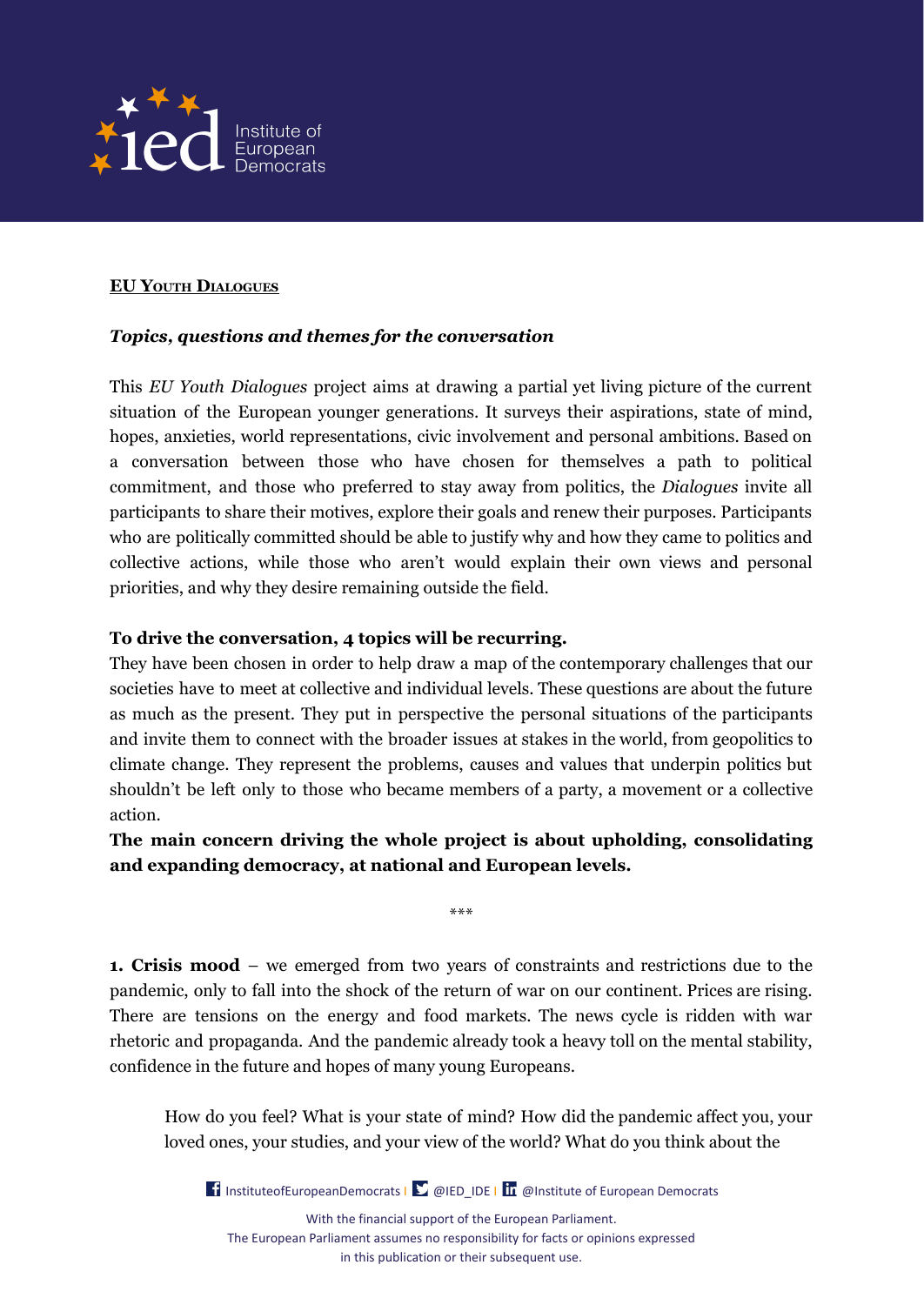**EU Youth Dialogues**

***Topics, questions and themes for the conversation***

This *EU Youth Dialogues* project aims at drawing a partial yet living picture of the current situation of the European younger generations. It surveys their aspirations, state of mind, hopes, anxieties, world representations, civic involvement and personal ambitions. Based on a conversation between those who have chosen for themselves a path to political commitment, and those who preferred to stay away from politics, the *Dialogues* invite all participants to share their motives, explore their goals and renew their purposes. Participants who are politically committed should be able to justify why and how they came to politics and collective actions, while those who aren't would explain their own views and personal priorities, and why they desire remaining outside the field.

**To drive the conversation, 4 topics will be recurring.**

They have been chosen in order to help draw a map of the contemporary challenges that our societies have to meet at collective and individual levels. These questions are about the future as much as the present. They put in perspective the personal situations of the participants and invite them to connect with the broader issues at stakes in the world, from geopolitics to climate change. They represent the problems, causes and values that underpin politics but shouldn't be left only to those who became members of a party, a movement or a collective action.

**The main concern driving the whole project is about upholding, consolidating and expanding democracy, at national and European levels.**

***

**1. Crisis mood** – we emerged from two years of constraints and restrictions due to the pandemic, only to fall into the shock of the return of war on our continent. Prices are rising. There are tensions on the energy and food markets. The news cycle is ridden with war rhetoric and propaganda. And the pandemic already took a heavy toll on the mental stability, confidence in the future and hopes of many young Europeans.

> How do you feel? What is your state of mind? How did the pandemic affect you, your loved ones, your studies, and your view of the world? What do you think about the

With the financial support of the European Parliament.
The European Parliament assumes no responsibility for facts or opinions expressed in this publication or their subsequent use.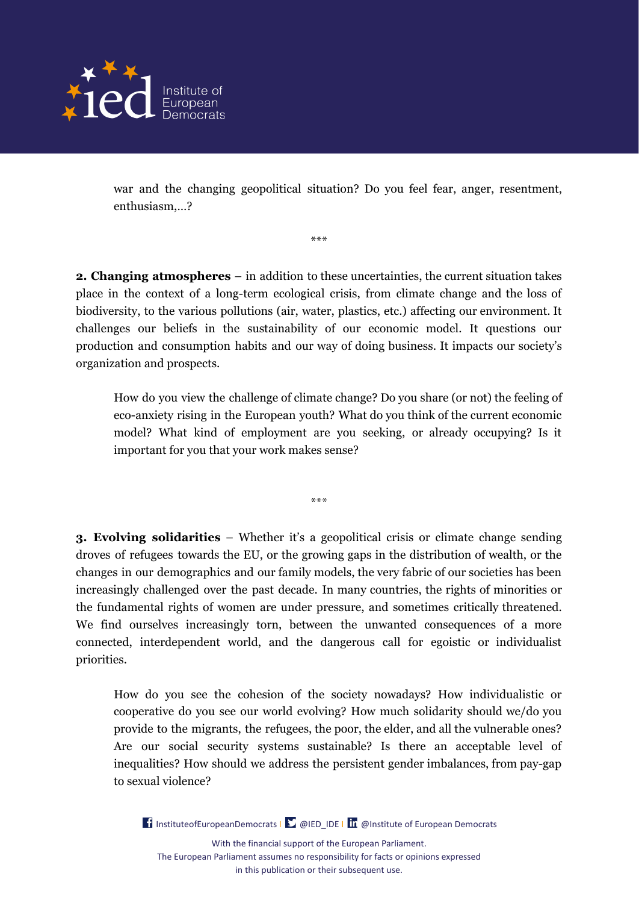war and the changing geopolitical situation? Do you feel fear, anger, resentment, enthusiasm,…?

***

**2. Changing atmospheres** – in addition to these uncertainties, the current situation takes place in the context of a long-term ecological crisis, from climate change and the loss of biodiversity, to the various pollutions (air, water, plastics, etc.) affecting our environment. It challenges our beliefs in the sustainability of our economic model. It questions our production and consumption habits and our way of doing business. It impacts our society's organization and prospects.

How do you view the challenge of climate change? Do you share (or not) the feeling of eco-anxiety rising in the European youth? What do you think of the current economic model? What kind of employment are you seeking, or already occupying? Is it important for you that your work makes sense?

***

**3. Evolving solidarities** – Whether it's a geopolitical crisis or climate change sending droves of refugees towards the EU, or the growing gaps in the distribution of wealth, or the changes in our demographics and our family models, the very fabric of our societies has been increasingly challenged over the past decade. In many countries, the rights of minorities or the fundamental rights of women are under pressure, and sometimes critically threatened. We find ourselves increasingly torn, between the unwanted consequences of a more connected, interdependent world, and the dangerous call for egoistic or individualist priorities.

How do you see the cohesion of the society nowadays? How individualistic or cooperative do you see our world evolving? How much solidarity should we/do you provide to the migrants, the refugees, the poor, the elder, and all the vulnerable ones? Are our social security systems sustainable? Is there an acceptable level of inequalities? How should we address the persistent gender imbalances, from pay-gap to sexual violence?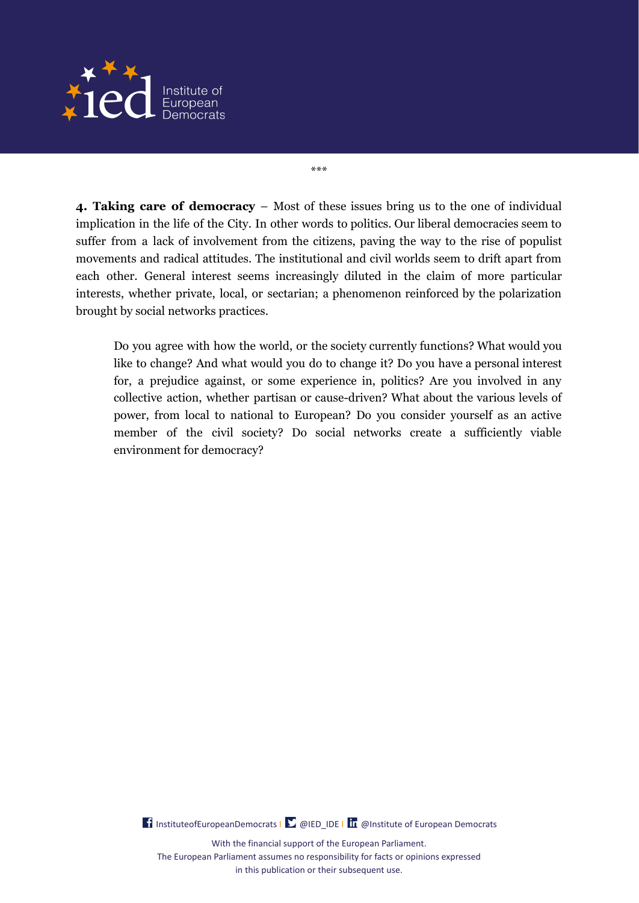\*\*\*

**4. Taking care of democracy** – Most of these issues bring us to the one of individual implication in the life of the City. In other words to politics. Our liberal democracies seem to suffer from a lack of involvement from the citizens, paving the way to the rise of populist movements and radical attitudes. The institutional and civil worlds seem to drift apart from each other. General interest seems increasingly diluted in the claim of more particular interests, whether private, local, or sectarian; a phenomenon reinforced by the polarization brought by social networks practices.

> Do you agree with how the world, or the society currently functions? What would you like to change? And what would you do to change it? Do you have a personal interest for, a prejudice against, or some experience in, politics? Are you involved in any collective action, whether partisan or cause-driven? What about the various levels of power, from local to national to European? Do you consider yourself as an active member of the civil society? Do social networks create a sufficiently viable environment for democracy?

InstituteofEuropeanDemocrats | @IED_IDE | @Institute of European Democrats

With the financial support of the European Parliament.
The European Parliament assumes no responsibility for facts or opinions expressed in this publication or their subsequent use.